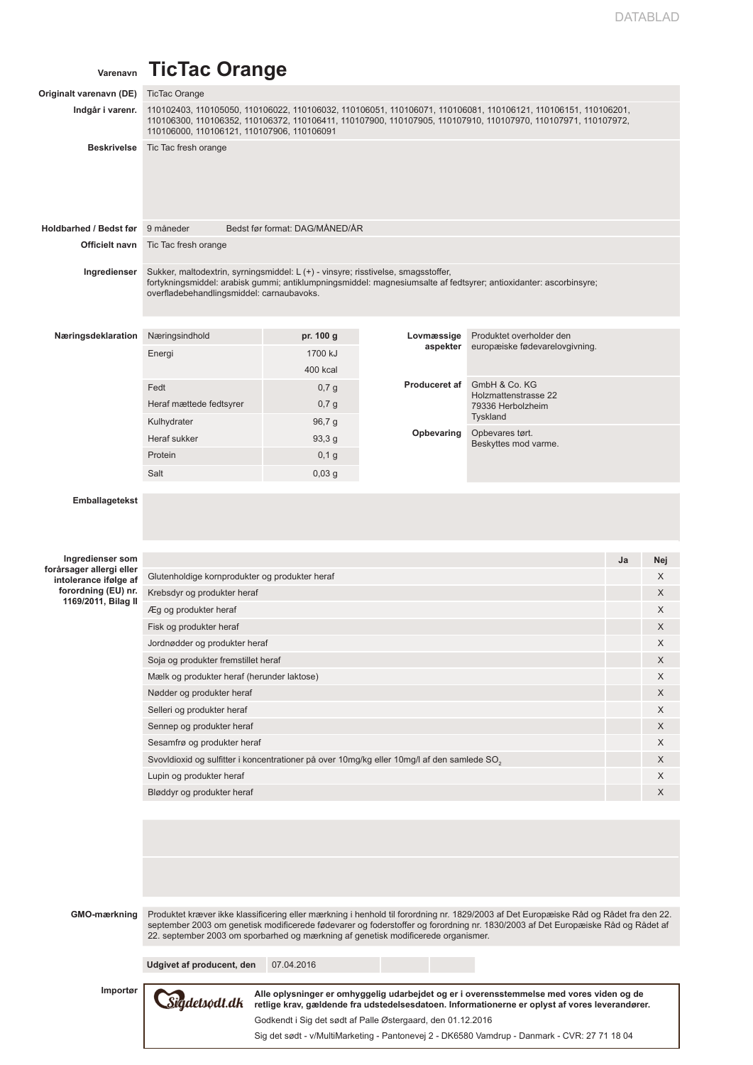# TicTac Orange

**Varenavn:** TicTac Orange

**Originalt varenavn (DE):** TicTac Orange

**Indgår i varenr.:** 110102403, 110105050, 110106022, 110106032, 110106051, 110106071, 110106081, 110106121, 110106151, 110106201, 110106300, 110106352, 110106372, 110106411, 110107900, 110107905, 110107910, 110107970, 110107971, 110107972, 110106000, 110106121, 110107906, 110106091

**Beskrivelse:** Tic Tac fresh orange

**Holdbarhed / Bedst før:** 9 måneder — Bedst før format: DAG/MÅNED/ÅR

**Officielt navn:** Tic Tac fresh orange

**Ingredienser:** Sukker, maltodextrin, syrningsmiddel: L (+) - vinsyre; risstivelse, smagsstoffer, fortykningsmiddel: arabisk gummi; antiklumpningsmiddel: magnesiumsalte af fedtsyrer; antioxidanter: ascorbinsyre; overfladebehandlingsmiddel: carnaubavoks.

**Næringsdeklaration**

| Næringsindhold | pr. 100 g |
|---|---|
| Energi | 1700 kJ |
| | 400 kcal |
| Fedt | 0,7 g |
| Heraf mættede fedtsyrer | 0,7 g |
| Kulhydrater | 96,7 g |
| Heraf sukker | 93,3 g |
| Protein | 0,1 g |
| Salt | 0,03 g |

**Lovmæssige aspekter:** Produktet overholder den europæiske fødevarelovgivning.

**Produceret af:** GmbH & Co. KG
Holzmattenstrasse 22
79336 Herbolzheim
Tyskland

**Opbevaring:** Opbevares tørt.
Beskyttes mod varme.

**Emballagetekst:**

**Ingredienser som forårsager allergi eller intolerance ifølge af forordning (EU) nr. 1169/2011, Bilag II**

| | Ja | Nej |
|---|---|---|
| Glutenholdige kornprodukter og produkter heraf | | X |
| Krebsdyr og produkter heraf | | X |
| Æg og produkter heraf | | X |
| Fisk og produkter heraf | | X |
| Jordnødder og produkter heraf | | X |
| Soja og produkter fremstillet heraf | | X |
| Mælk og produkter heraf (herunder laktose) | | X |
| Nødder og produkter heraf | | X |
| Selleri og produkter heraf | | X |
| Sennep og produkter heraf | | X |
| Sesamfrø og produkter heraf | | X |
| Svovldioxid og sulfitter i koncentrationer på over 10mg/kg eller 10mg/l af den samlede $SO_2$ | | X |
| Lupin og produkter heraf | | X |
| Bløddyr og produkter heraf | | X |

**GMO-mærkning:** Produktet kræver ikke klassificering eller mærkning i henhold til forordning nr. 1829/2003 af Det Europæiske Råd og Rådet fra den 22. september 2003 om genetisk modificerede fødevarer og foderstoffer og forordning nr. 1830/2003 af Det Europæiske Råd og Rådet af 22. september 2003 om sporbarhed og mærkning af genetisk modificerede organismer.

**Udgivet af producent, den** 07.04.2016

**Importør**

Sigdetsødt.dk

**Alle oplysninger er omhyggelig udarbejdet og er i overensstemmelse med vores viden og de retlige krav, gældende fra udstedelsesdatoen. Informationerne er oplyst af vores leverandører.**

Godkendt i Sig det sødt af Palle Østergaard, den 01.12.2016

Sig det sødt - v/MultiMarketing - Pantonevej 2 - DK6580 Vamdrup - Danmark - CVR: 27 71 18 04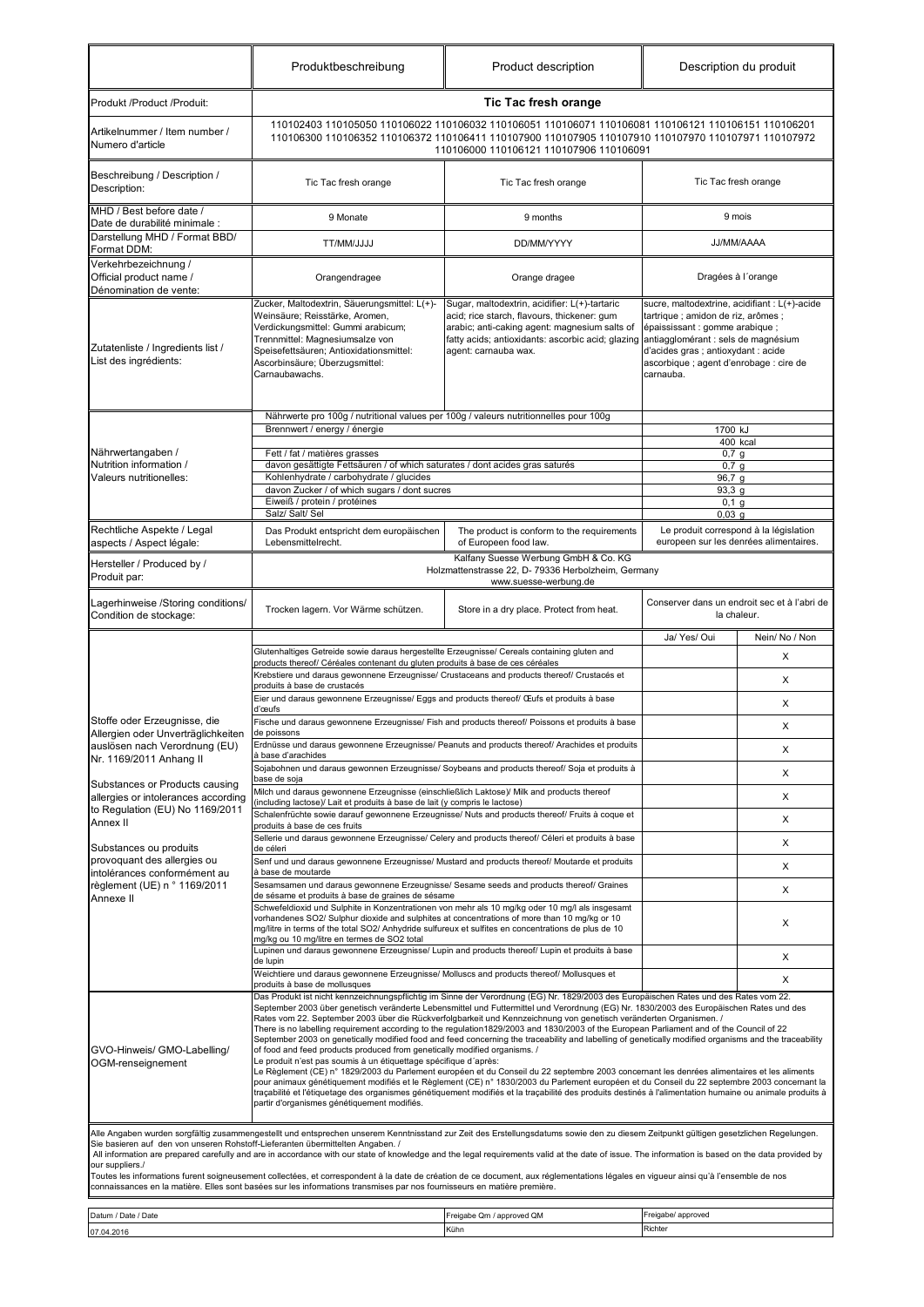| | Produktbeschreibung | Product description | Description du produit | |
|---|---|---|---|---|
| Produkt /Product /Produit: | Tic Tac fresh orange | | | |
| Artikelnummer / Item number / Numero d'article | 110102403 110105050 110106022 110106032 110106051 110106071 110106081 110106121 110106151 110106201 110106300 110106352 110106372 110106411 110107900 110107905 110107910 110107970 110107971 110107972 110106000 110106121 110107906 110106091 | | | |
| Beschreibung / Description / Description: | Tic Tac fresh orange | Tic Tac fresh orange | Tic Tac fresh orange | |
| MHD / Best before date / Date de durabilité minimale : | 9 Monate | 9 months | 9 mois | |
| Darstellung MHD / Format BBD/ Format DDM: | TT/MM/JJJJ | DD/MM/YYYY | JJ/MM/AAAA | |
| Verkehrbezeichnung / Official product name / Dénomination de vente: | Orangendragee | Orange dragee | Dragées à l´orange | |
| Zutatenliste / Ingredients list / List des ingrédients: | Zucker, Maltodextrin, Säuerungsmittel: L(+)-Weinsäure; Reisstärke, Aromen, Verdickungsmittel: Gummi arabicum; Trennmittel: Magnesiumsalze von Speisefettsäuren; Antioxidationsmittel: Ascorbinsäure; Überzugsmittel: Carnaubawachs. | Sugar, maltodextrin, acidifier: L(+)-tartaric acid; rice starch, flavours, thickener: gum arabic; anti-caking agent: magnesium salts of fatty acids; antioxidants: ascorbic acid; glazing agent: carnauba wax. | sucre, maltodextrine, acidifiant : L(+)-acide tartrique ; amidon de riz, arômes ; épaississant : gomme arabique ; antiagglomérant : sels de magnésium d'acides gras ; antioxydant : acide ascorbique ; agent d'enrobage : cire de carnauba. | |
| Nährwertangaben / Nutrition information / Valeurs nutritionelles: | Nährwerte pro 100g / nutritional values per 100g / valeurs nutritionelles pour 100g | | | |
| | Brennwert / energy / énergie | | 1700 kJ<br>400 kcal | |
| | Fett / fat / matières grasses | | 0,7 g | |
| | davon gesättigte Fettsäuren / of which saturates / dont acides gras saturés | | 0,7 g | |
| | Kohlenhydrate / carbohydrate / glucides | | 96,7 g | |
| | davon Zucker / of which sugars / dont sucres | | 93,3 g | |
| | Eiweiß / protein / protéines | | 0,1 g | |
| | Salz/ Salt/ Sel | | 0,03 g | |
| Rechtliche Aspekte / Legal aspects / Aspect légale: | Das Produkt entspricht dem europäischen Lebensmittelrecht. | The product is conform to the requirements of Europeen food law. | Le produit correspond à la législation europeen sur les denrées alimentaires. | |
| Hersteller / Produced by / Produit par: | Kalfany Suesse Werbung GmbH & Co. KG<br>Holzmattenstrasse 22, D- 79336 Herbolzheim, Germany<br>www.suesse-werbung.de | | | |
| Lagerhinweise /Storing conditions/ Condition de stockage: | Trocken lagern. Vor Wärme schützen. | Store in a dry place. Protect from heat. | Conserver dans un endroit sec et à l'abri de la chaleur. | |
| Stoffe oder Erzeugnisse, die Allergien oder Unverträglichkeiten auslösen nach Verordnung (EU) Nr. 1169/2011 Anhang II<br><br>Substances or Products causing allergies or intolerances according to Regulation (EU) No 1169/2011 Annex II<br><br>Substances ou produits provoquant des allergies ou intolérances conformément au règlement (UE) n ° 1169/2011 Annexe II | | | Ja/ Yes/ Oui | Nein/ No / Non |
| | Glutenhaltiges Getreide sowie daraus hergestellte Erzeugnisse/ Cereals containing gluten and products thereof/ Céréales contenant du gluten produits à base de ces céréales | | | X |
| | Krebstiere und daraus gewonnene Erzeugnisse/ Crustaceans and products thereof/ Crustacés et produits à base de crustacés | | | X |
| | Eier und daraus gewonnene Erzeugnisse/ Eggs and products thereof/ Œufs et produits à base d'œufs | | | X |
| | Fische und daraus gewonnene Erzeugnisse/ Fish and products thereof/ Poissons et produits à base de poissons | | | X |
| | Erdnüsse und daraus gewonnene Erzeugnisse/ Peanuts and products thereof/ Arachides et produits à base d'arachides | | | X |
| | Sojabohnen und daraus gewonnen Erzeugnisse/ Soybeans and products thereof/ Soja et produits à base de soja | | | X |
| | Milch und daraus gewonnene Erzeugnisse (einschließlich Laktose)/ Milk and products thereof (including lactose)/ Lait et produits à base de lait (y compris le lactose) | | | X |
| | Schalenfrüchte sowie darauf gewonnene Erzeugnisse/ Nuts and products thereof/ Fruits à coque et produits à base de ces fruits | | | X |
| | Sellerie und daraus gewonnene Erzeugnisse/ Celery and products thereof/ Céleri et produits à base de céleri | | | X |
| | Senf und und daraus gewonnene Erzeugnisse/ Mustard and products thereof/ Moutarde et produits à base de moutarde | | | X |
| | Sesamsamen und daraus gewonnene Erzeugnisse/ Sesame seeds and products thereof/ Graines de sésame et produits à base de graines de sésame | | | X |
| | Schwefeldioxid und Sulphite in Konzentrationen von mehr als 10 mg/kg oder 10 mg/l als insgesamt vorhandenes SO2/ Sulphur dioxide and sulphites at concentrations of more than 10 mg/kg or 10 mg/litre in terms of the total SO2/ Anhydride sulfureux et sulfites en concentrations de plus de 10 mg/kg ou 10 mg/litre en termes de SO2 total | | | X |
| | Lupinen und daraus gewonnene Erzeugnisse/ Lupin and products thereof/ Lupin et produits à base de lupin | | | X |
| | Weichtiere und daraus gewonnene Erzeugnisse/ Molluscs and products thereof/ Mollusques et produits à base de mollusques | | | X |
| GVO-Hinweis/ GMO-Labelling/ OGM-renseignement | Das Produkt ist nicht kennzeichnungspflichtig im Sinne der Verordnung (EG) Nr. 1829/2003 des Europäischen Rates und des Rates vom 22. September 2003 über genetisch veränderte Lebensmittel und Futtermittel und Verordnung (EG) Nr. 1830/2003 des Europäischen Rates und des Rates vom 22. September 2003 über die Rückverfolgbarkeit und Kennzeichnung von genetisch veränderten Organismen. /<br>There is no labelling requirement according to the regulation1829/2003 and 1830/2003 of the European Parliament and of the Council of 22 September 2003 on genetically modified food and feed concerning the traceability and labelling of genetically modified organisms and the traceability of food and feed products produced from genetically modified organisms. /<br>Le produit n'est pas soumis à un étiquettage spécifique d´après:<br>Le Règlement (CE) n° 1829/2003 du Parlement européen et du Conseil du 22 septembre 2003 concernant les denrées alimentaires et les aliments pour animaux génétiquement modifiés et le Règlement (CE) n° 1830/2003 du Parlement européen et du Conseil du 22 septembre 2003 concernant la traçabilité et l'étiquetage des organismes génétiquement modifiés et la traçabilité des produits destinés à l'alimentation humaine ou animale produits à partir d'organismes génétiquement modifiés. | | | |

Alle Angaben wurden sorgfältig zusammengestellt und entsprechen unserem Kenntnisstand zur Zeit des Erstellungsdatums sowie den zu diesem Zeitpunkt gültigen gesetzlichen Regelungen. Sie basieren auf den von unseren Rohstoff-Lieferanten übermittelten Angaben. /
All information are prepared carefully and are in accordance with our state of knowledge and the legal requirements valid at the date of issue. The information is based on the data provided by our suppliers./
Toutes les informations furent soigneusement collectées, et correspondent à la date de création de ce document, aux réglementations légales en vigueur ainsi qu'à l'ensemble de nos connaissances en la matière. Elles sont basées sur les informations transmises par nos fournisseurs en matière première.

| Datum / Date / Date | Freigabe Qm / approved QM | Freigabe/ approved |
|---|---|---|
| 07.04.2016 | Kühn | Richter |